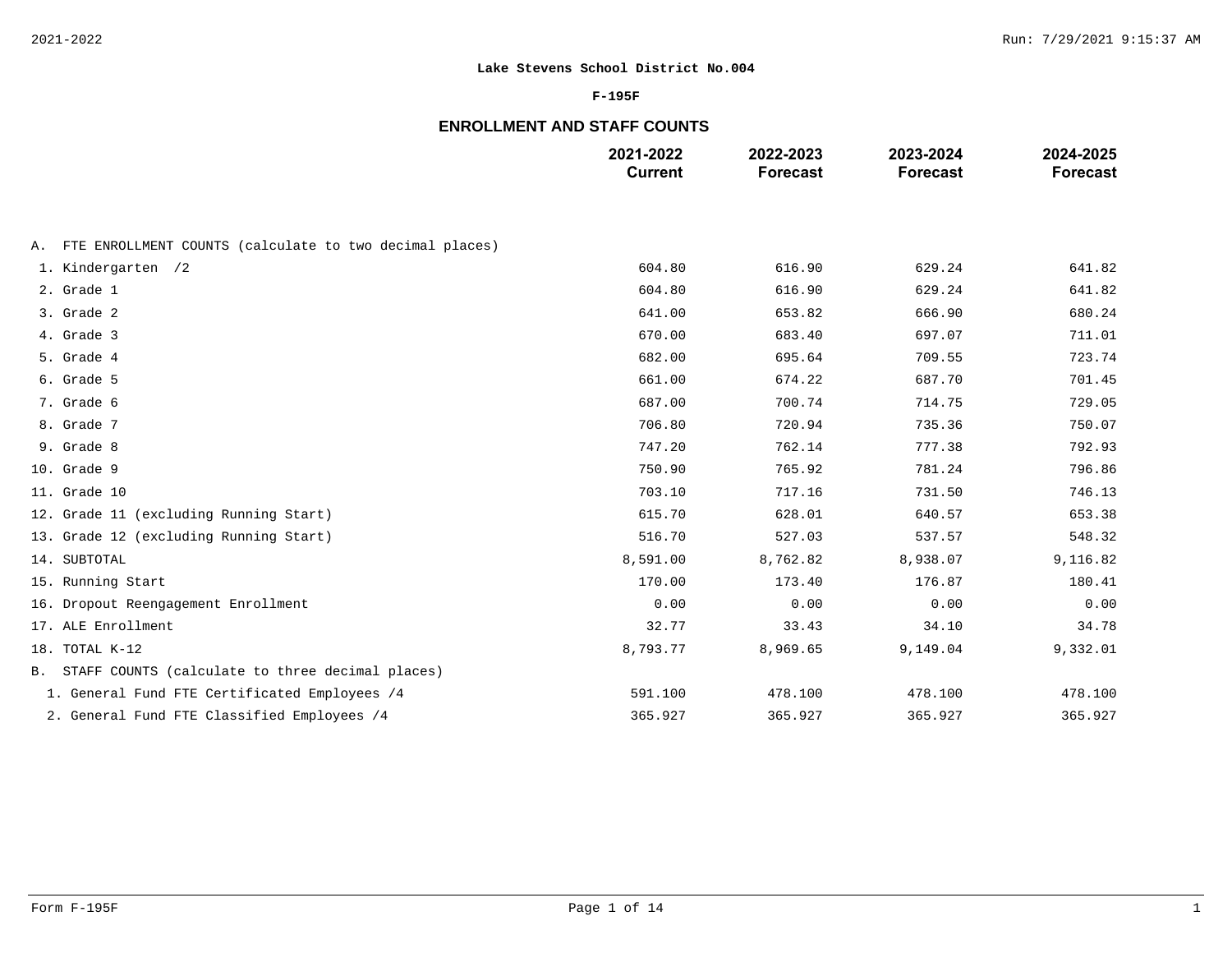**Lake Stevens School District No.004**

**F-195F**

## ENROLLMENT AND STAFF COUNTS

| | 2021-2022 Current | 2022-2023 Forecast | 2023-2024 Forecast | 2024-2025 Forecast |
|---|---|---|---|---|
| A. FTE ENROLLMENT COUNTS (calculate to two decimal places) | | | | |
| 1. Kindergarten /2 | 604.80 | 616.90 | 629.24 | 641.82 |
| 2. Grade 1 | 604.80 | 616.90 | 629.24 | 641.82 |
| 3. Grade 2 | 641.00 | 653.82 | 666.90 | 680.24 |
| 4. Grade 3 | 670.00 | 683.40 | 697.07 | 711.01 |
| 5. Grade 4 | 682.00 | 695.64 | 709.55 | 723.74 |
| 6. Grade 5 | 661.00 | 674.22 | 687.70 | 701.45 |
| 7. Grade 6 | 687.00 | 700.74 | 714.75 | 729.05 |
| 8. Grade 7 | 706.80 | 720.94 | 735.36 | 750.07 |
| 9. Grade 8 | 747.20 | 762.14 | 777.38 | 792.93 |
| 10. Grade 9 | 750.90 | 765.92 | 781.24 | 796.86 |
| 11. Grade 10 | 703.10 | 717.16 | 731.50 | 746.13 |
| 12. Grade 11 (excluding Running Start) | 615.70 | 628.01 | 640.57 | 653.38 |
| 13. Grade 12 (excluding Running Start) | 516.70 | 527.03 | 537.57 | 548.32 |
| 14. SUBTOTAL | 8,591.00 | 8,762.82 | 8,938.07 | 9,116.82 |
| 15. Running Start | 170.00 | 173.40 | 176.87 | 180.41 |
| 16. Dropout Reengagement Enrollment | 0.00 | 0.00 | 0.00 | 0.00 |
| 17. ALE Enrollment | 32.77 | 33.43 | 34.10 | 34.78 |
| 18. TOTAL K-12 | 8,793.77 | 8,969.65 | 9,149.04 | 9,332.01 |
| B. STAFF COUNTS (calculate to three decimal places) | | | | |
| 1. General Fund FTE Certificated Employees /4 | 591.100 | 478.100 | 478.100 | 478.100 |
| 2. General Fund FTE Classified Employees /4 | 365.927 | 365.927 | 365.927 | 365.927 |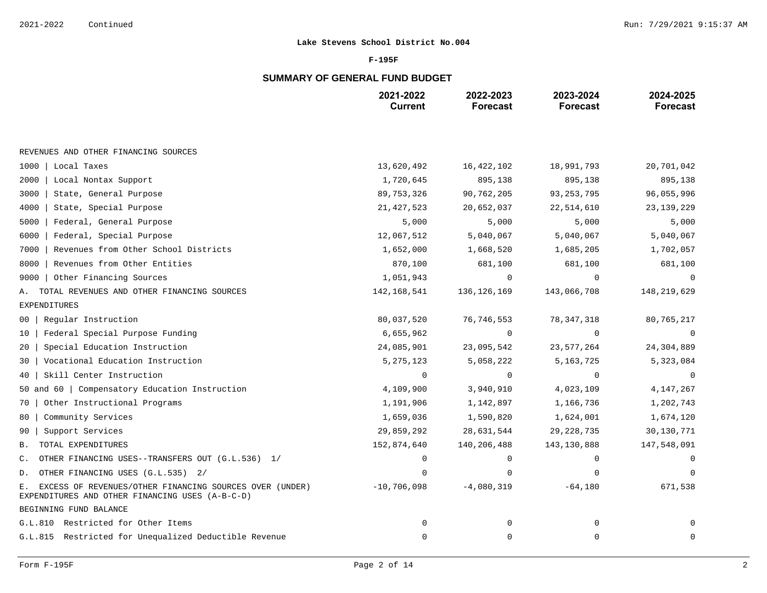**Lake Stevens School District No.004**

**F-195F**

## SUMMARY OF GENERAL FUND BUDGET

| | 2021-2022 Current | 2022-2023 Forecast | 2023-2024 Forecast | 2024-2025 Forecast |
|---|---|---|---|---|
| REVENUES AND OTHER FINANCING SOURCES | | | | |
| 1000 \| Local Taxes | 13,620,492 | 16,422,102 | 18,991,793 | 20,701,042 |
| 2000 \| Local Nontax Support | 1,720,645 | 895,138 | 895,138 | 895,138 |
| 3000 \| State, General Purpose | 89,753,326 | 90,762,205 | 93,253,795 | 96,055,996 |
| 4000 \| State, Special Purpose | 21,427,523 | 20,652,037 | 22,514,610 | 23,139,229 |
| 5000 \| Federal, General Purpose | 5,000 | 5,000 | 5,000 | 5,000 |
| 6000 \| Federal, Special Purpose | 12,067,512 | 5,040,067 | 5,040,067 | 5,040,067 |
| 7000 \| Revenues from Other School Districts | 1,652,000 | 1,668,520 | 1,685,205 | 1,702,057 |
| 8000 \| Revenues from Other Entities | 870,100 | 681,100 | 681,100 | 681,100 |
| 9000 \| Other Financing Sources | 1,051,943 | 0 | 0 | 0 |
| A. TOTAL REVENUES AND OTHER FINANCING SOURCES | 142,168,541 | 136,126,169 | 143,066,708 | 148,219,629 |
| EXPENDITURES | | | | |
| 00 \| Regular Instruction | 80,037,520 | 76,746,553 | 78,347,318 | 80,765,217 |
| 10 \| Federal Special Purpose Funding | 6,655,962 | 0 | 0 | 0 |
| 20 \| Special Education Instruction | 24,085,901 | 23,095,542 | 23,577,264 | 24,304,889 |
| 30 \| Vocational Education Instruction | 5,275,123 | 5,058,222 | 5,163,725 | 5,323,084 |
| 40 \| Skill Center Instruction | 0 | 0 | 0 | 0 |
| 50 and 60 \| Compensatory Education Instruction | 4,109,900 | 3,940,910 | 4,023,109 | 4,147,267 |
| 70 \| Other Instructional Programs | 1,191,906 | 1,142,897 | 1,166,736 | 1,202,743 |
| 80 \| Community Services | 1,659,036 | 1,590,820 | 1,624,001 | 1,674,120 |
| 90 \| Support Services | 29,859,292 | 28,631,544 | 29,228,735 | 30,130,771 |
| B. TOTAL EXPENDITURES | 152,874,640 | 140,206,488 | 143,130,888 | 147,548,091 |
| C. OTHER FINANCING USES--TRANSFERS OUT (G.L.536) 1/ | 0 | 0 | 0 | 0 |
| D. OTHER FINANCING USES (G.L.535) 2/ | 0 | 0 | 0 | 0 |
| E. EXCESS OF REVENUES/OTHER FINANCING SOURCES OVER (UNDER) EXPENDITURES AND OTHER FINANCING USES (A-B-C-D) | -10,706,098 | -4,080,319 | -64,180 | 671,538 |
| BEGINNING FUND BALANCE | | | | |
| G.L.810 Restricted for Other Items | 0 | 0 | 0 | 0 |
| G.L.815 Restricted for Unequalized Deductible Revenue | 0 | 0 | 0 | 0 |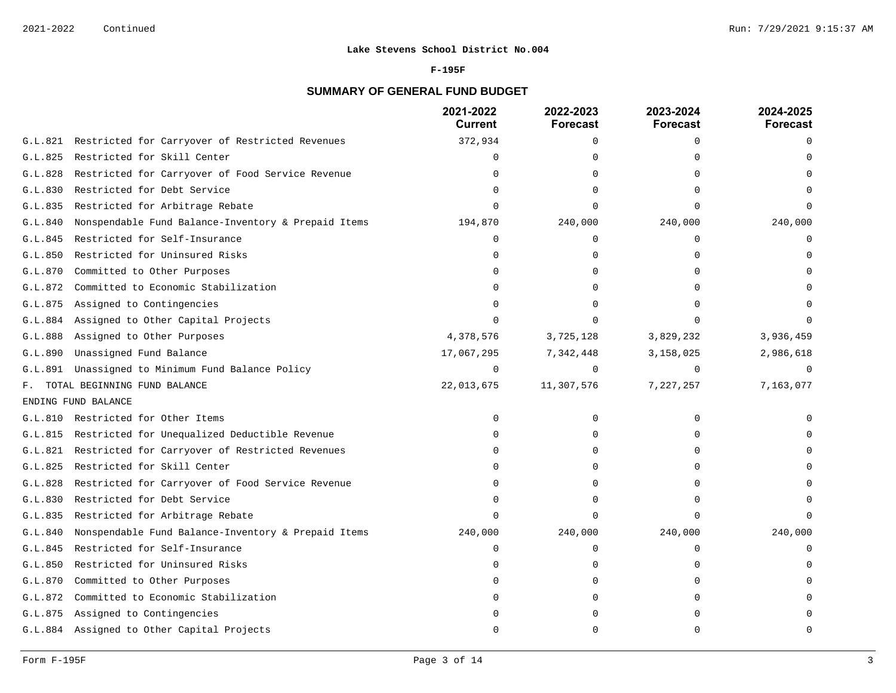**Lake Stevens School District No.004**

**F-195F**

## SUMMARY OF GENERAL FUND BUDGET

| | 2021-2022 Current | 2022-2023 Forecast | 2023-2024 Forecast | 2024-2025 Forecast |
|---|---|---|---|---|
| G.L.821 Restricted for Carryover of Restricted Revenues | 372,934 | 0 | 0 | 0 |
| G.L.825 Restricted for Skill Center | 0 | 0 | 0 | 0 |
| G.L.828 Restricted for Carryover of Food Service Revenue | 0 | 0 | 0 | 0 |
| G.L.830 Restricted for Debt Service | 0 | 0 | 0 | 0 |
| G.L.835 Restricted for Arbitrage Rebate | 0 | 0 | 0 | 0 |
| G.L.840 Nonspendable Fund Balance-Inventory & Prepaid Items | 194,870 | 240,000 | 240,000 | 240,000 |
| G.L.845 Restricted for Self-Insurance | 0 | 0 | 0 | 0 |
| G.L.850 Restricted for Uninsured Risks | 0 | 0 | 0 | 0 |
| G.L.870 Committed to Other Purposes | 0 | 0 | 0 | 0 |
| G.L.872 Committed to Economic Stabilization | 0 | 0 | 0 | 0 |
| G.L.875 Assigned to Contingencies | 0 | 0 | 0 | 0 |
| G.L.884 Assigned to Other Capital Projects | 0 | 0 | 0 | 0 |
| G.L.888 Assigned to Other Purposes | 4,378,576 | 3,725,128 | 3,829,232 | 3,936,459 |
| G.L.890 Unassigned Fund Balance | 17,067,295 | 7,342,448 | 3,158,025 | 2,986,618 |
| G.L.891 Unassigned to Minimum Fund Balance Policy | 0 | 0 | 0 | 0 |
| F. TOTAL BEGINNING FUND BALANCE | 22,013,675 | 11,307,576 | 7,227,257 | 7,163,077 |
| ENDING FUND BALANCE | | | | |
| G.L.810 Restricted for Other Items | 0 | 0 | 0 | 0 |
| G.L.815 Restricted for Unequalized Deductible Revenue | 0 | 0 | 0 | 0 |
| G.L.821 Restricted for Carryover of Restricted Revenues | 0 | 0 | 0 | 0 |
| G.L.825 Restricted for Skill Center | 0 | 0 | 0 | 0 |
| G.L.828 Restricted for Carryover of Food Service Revenue | 0 | 0 | 0 | 0 |
| G.L.830 Restricted for Debt Service | 0 | 0 | 0 | 0 |
| G.L.835 Restricted for Arbitrage Rebate | 0 | 0 | 0 | 0 |
| G.L.840 Nonspendable Fund Balance-Inventory & Prepaid Items | 240,000 | 240,000 | 240,000 | 240,000 |
| G.L.845 Restricted for Self-Insurance | 0 | 0 | 0 | 0 |
| G.L.850 Restricted for Uninsured Risks | 0 | 0 | 0 | 0 |
| G.L.870 Committed to Other Purposes | 0 | 0 | 0 | 0 |
| G.L.872 Committed to Economic Stabilization | 0 | 0 | 0 | 0 |
| G.L.875 Assigned to Contingencies | 0 | 0 | 0 | 0 |
| G.L.884 Assigned to Other Capital Projects | 0 | 0 | 0 | 0 |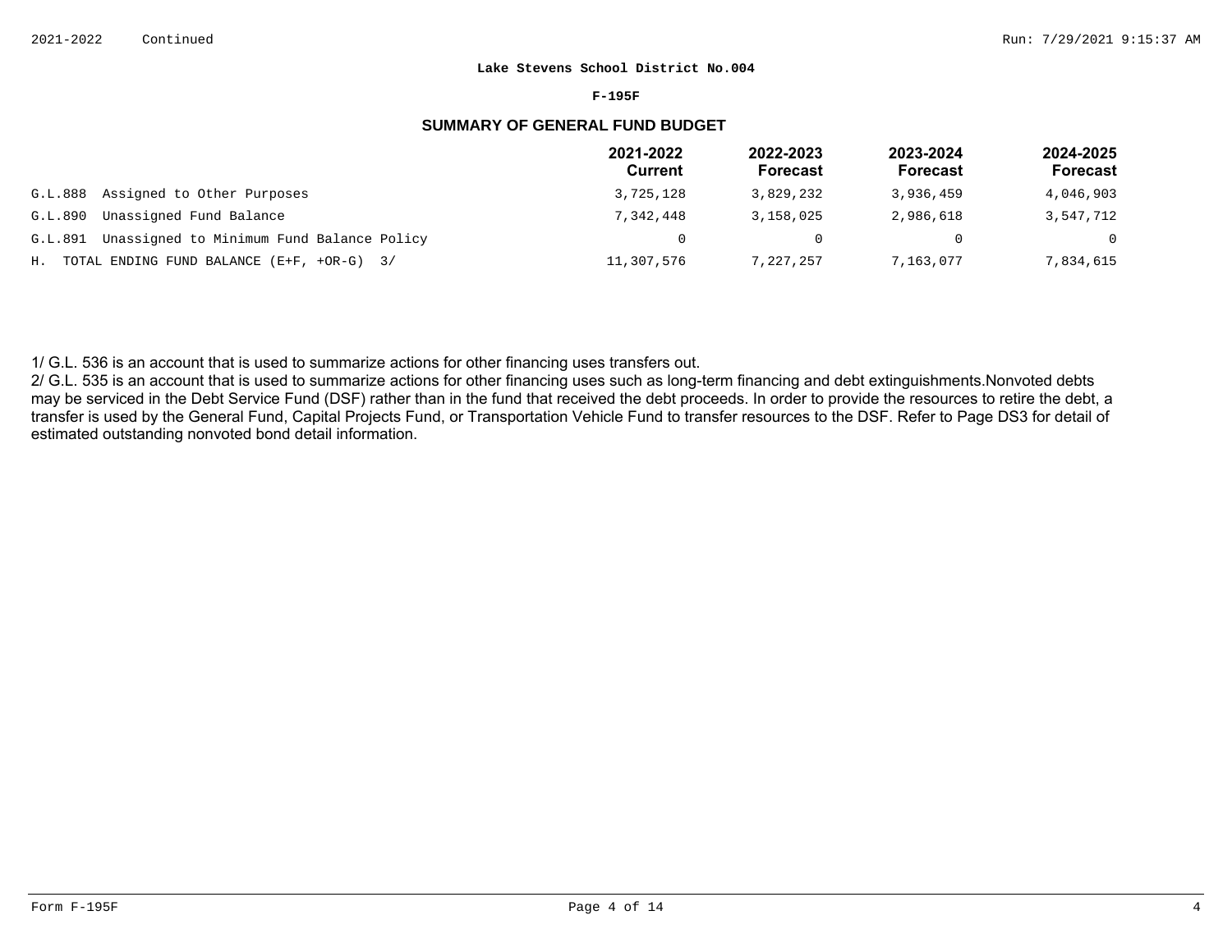**Lake Stevens School District No.004**

**F-195F**

## SUMMARY OF GENERAL FUND BUDGET

| | 2021-2022 Current | 2022-2023 Forecast | 2023-2024 Forecast | 2024-2025 Forecast |
|---|---|---|---|---|
| G.L.888 Assigned to Other Purposes | 3,725,128 | 3,829,232 | 3,936,459 | 4,046,903 |
| G.L.890 Unassigned Fund Balance | 7,342,448 | 3,158,025 | 2,986,618 | 3,547,712 |
| G.L.891 Unassigned to Minimum Fund Balance Policy | 0 | 0 | 0 | 0 |
| H. TOTAL ENDING FUND BALANCE (E+F, +OR-G) 3/ | 11,307,576 | 7,227,257 | 7,163,077 | 7,834,615 |

1/ G.L. 536 is an account that is used to summarize actions for other financing uses transfers out.

2/ G.L. 535 is an account that is used to summarize actions for other financing uses such as long-term financing and debt extinguishments.Nonvoted debts may be serviced in the Debt Service Fund (DSF) rather than in the fund that received the debt proceeds. In order to provide the resources to retire the debt, a transfer is used by the General Fund, Capital Projects Fund, or Transportation Vehicle Fund to transfer resources to the DSF. Refer to Page DS3 for detail of estimated outstanding nonvoted bond detail information.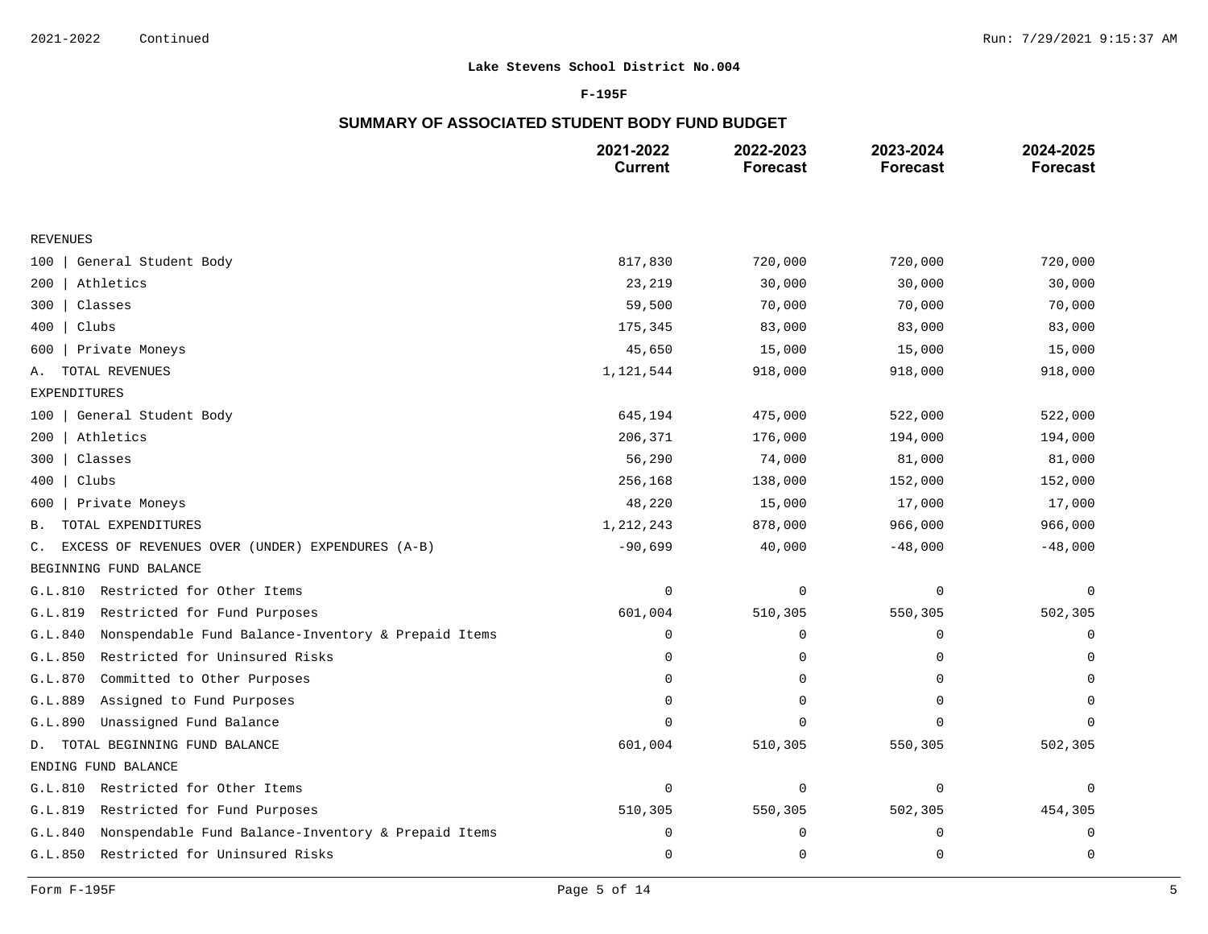**Lake Stevens School District No.004**

**F-195F**

## SUMMARY OF ASSOCIATED STUDENT BODY FUND BUDGET

| | 2021-2022 Current | 2022-2023 Forecast | 2023-2024 Forecast | 2024-2025 Forecast |
|---|---|---|---|---|
| REVENUES | | | | |
| 100 \| General Student Body | 817,830 | 720,000 | 720,000 | 720,000 |
| 200 \| Athletics | 23,219 | 30,000 | 30,000 | 30,000 |
| 300 \| Classes | 59,500 | 70,000 | 70,000 | 70,000 |
| 400 \| Clubs | 175,345 | 83,000 | 83,000 | 83,000 |
| 600 \| Private Moneys | 45,650 | 15,000 | 15,000 | 15,000 |
| A. TOTAL REVENUES | 1,121,544 | 918,000 | 918,000 | 918,000 |
| EXPENDITURES | | | | |
| 100 \| General Student Body | 645,194 | 475,000 | 522,000 | 522,000 |
| 200 \| Athletics | 206,371 | 176,000 | 194,000 | 194,000 |
| 300 \| Classes | 56,290 | 74,000 | 81,000 | 81,000 |
| 400 \| Clubs | 256,168 | 138,000 | 152,000 | 152,000 |
| 600 \| Private Moneys | 48,220 | 15,000 | 17,000 | 17,000 |
| B. TOTAL EXPENDITURES | 1,212,243 | 878,000 | 966,000 | 966,000 |
| C. EXCESS OF REVENUES OVER (UNDER) EXPENDURES (A-B) | -90,699 | 40,000 | -48,000 | -48,000 |
| BEGINNING FUND BALANCE | | | | |
| G.L.810 Restricted for Other Items | 0 | 0 | 0 | 0 |
| G.L.819 Restricted for Fund Purposes | 601,004 | 510,305 | 550,305 | 502,305 |
| G.L.840 Nonspendable Fund Balance-Inventory & Prepaid Items | 0 | 0 | 0 | 0 |
| G.L.850 Restricted for Uninsured Risks | 0 | 0 | 0 | 0 |
| G.L.870 Committed to Other Purposes | 0 | 0 | 0 | 0 |
| G.L.889 Assigned to Fund Purposes | 0 | 0 | 0 | 0 |
| G.L.890 Unassigned Fund Balance | 0 | 0 | 0 | 0 |
| D. TOTAL BEGINNING FUND BALANCE | 601,004 | 510,305 | 550,305 | 502,305 |
| ENDING FUND BALANCE | | | | |
| G.L.810 Restricted for Other Items | 0 | 0 | 0 | 0 |
| G.L.819 Restricted for Fund Purposes | 510,305 | 550,305 | 502,305 | 454,305 |
| G.L.840 Nonspendable Fund Balance-Inventory & Prepaid Items | 0 | 0 | 0 | 0 |
| G.L.850 Restricted for Uninsured Risks | 0 | 0 | 0 | 0 |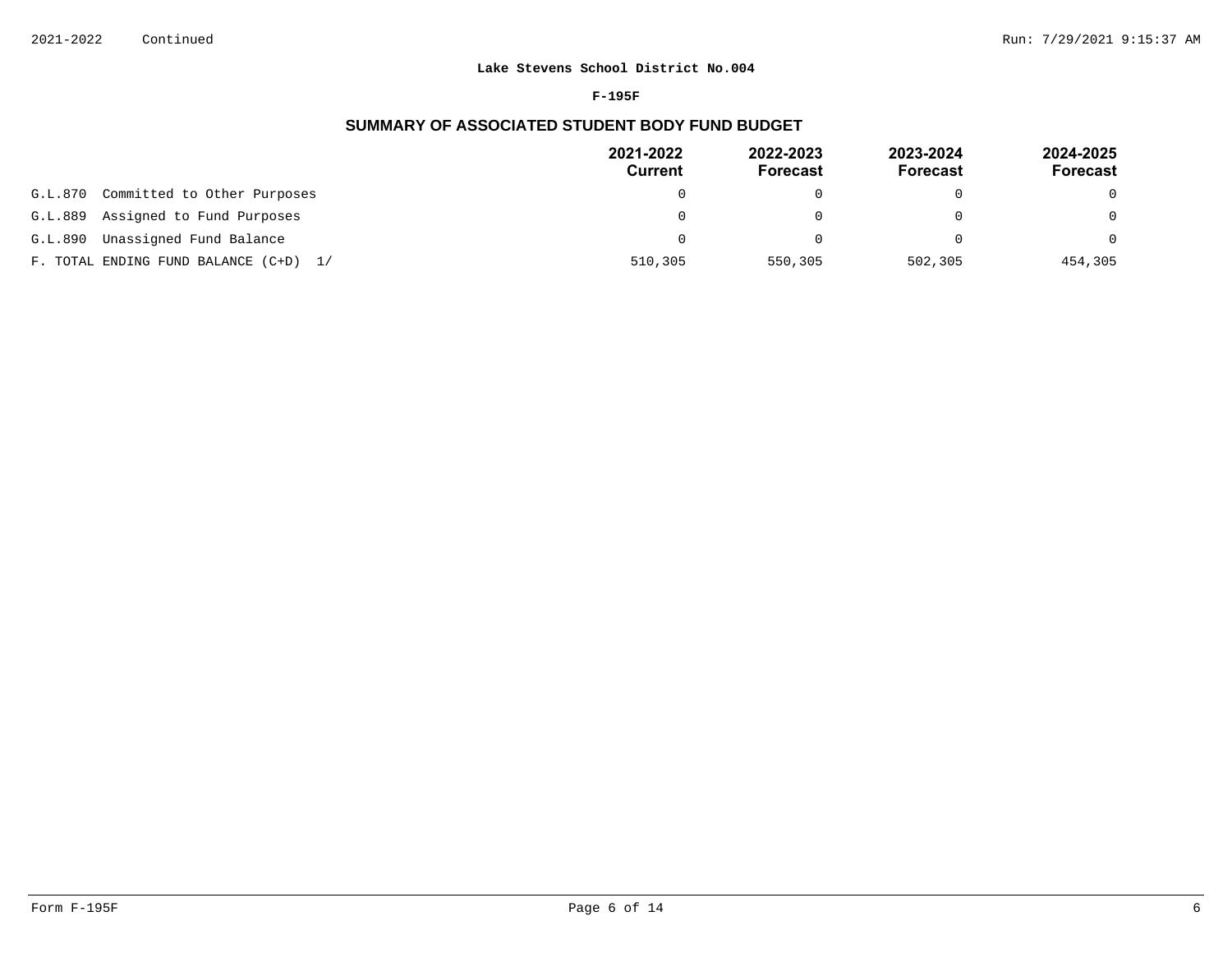**Lake Stevens School District No.004**

**F-195F**

## SUMMARY OF ASSOCIATED STUDENT BODY FUND BUDGET

| | 2021-2022 Current | 2022-2023 Forecast | 2023-2024 Forecast | 2024-2025 Forecast |
|---|---|---|---|---|
| G.L.870 Committed to Other Purposes | 0 | 0 | 0 | 0 |
| G.L.889 Assigned to Fund Purposes | 0 | 0 | 0 | 0 |
| G.L.890 Unassigned Fund Balance | 0 | 0 | 0 | 0 |
| F. TOTAL ENDING FUND BALANCE (C+D) 1/ | 510,305 | 550,305 | 502,305 | 454,305 |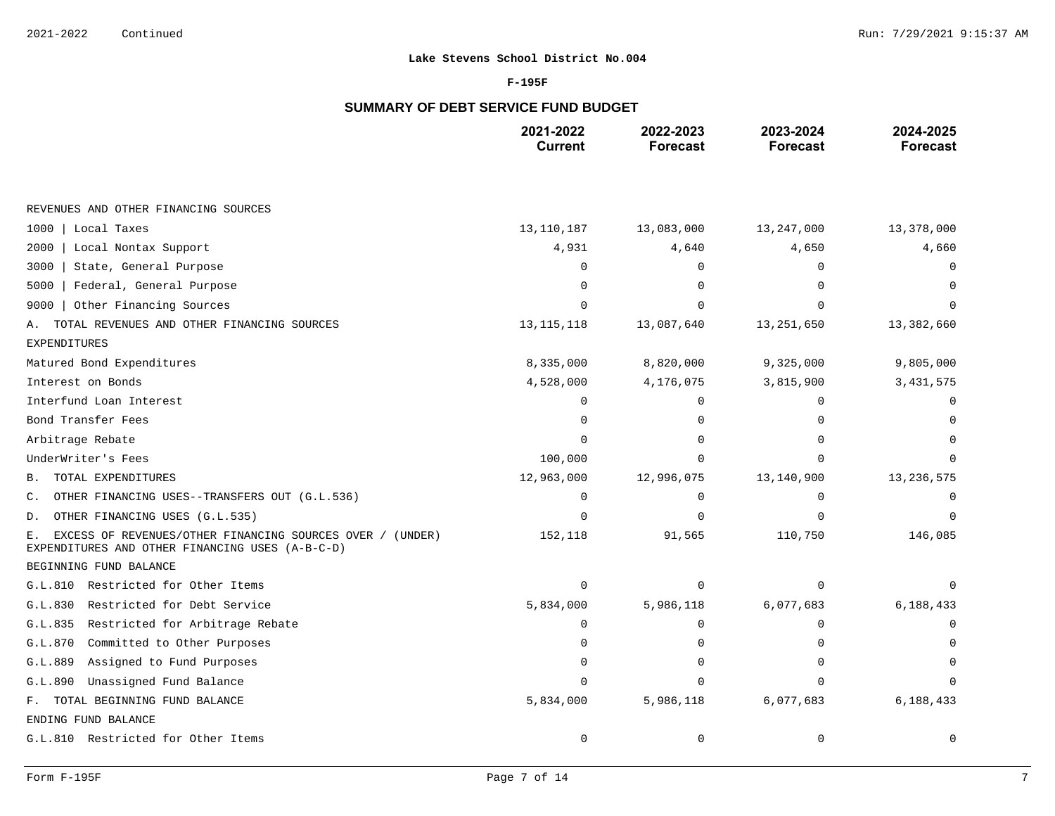**Lake Stevens School District No.004**

**F-195F**

## SUMMARY OF DEBT SERVICE FUND BUDGET

| | 2021-2022 Current | 2022-2023 Forecast | 2023-2024 Forecast | 2024-2025 Forecast |
|---|---|---|---|---|
| REVENUES AND OTHER FINANCING SOURCES | | | | |
| 1000 \| Local Taxes | 13,110,187 | 13,083,000 | 13,247,000 | 13,378,000 |
| 2000 \| Local Nontax Support | 4,931 | 4,640 | 4,650 | 4,660 |
| 3000 \| State, General Purpose | 0 | 0 | 0 | 0 |
| 5000 \| Federal, General Purpose | 0 | 0 | 0 | 0 |
| 9000 \| Other Financing Sources | 0 | 0 | 0 | 0 |
| A. TOTAL REVENUES AND OTHER FINANCING SOURCES | 13,115,118 | 13,087,640 | 13,251,650 | 13,382,660 |
| EXPENDITURES | | | | |
| Matured Bond Expenditures | 8,335,000 | 8,820,000 | 9,325,000 | 9,805,000 |
| Interest on Bonds | 4,528,000 | 4,176,075 | 3,815,900 | 3,431,575 |
| Interfund Loan Interest | 0 | 0 | 0 | 0 |
| Bond Transfer Fees | 0 | 0 | 0 | 0 |
| Arbitrage Rebate | 0 | 0 | 0 | 0 |
| UnderWriter's Fees | 100,000 | 0 | 0 | 0 |
| B. TOTAL EXPENDITURES | 12,963,000 | 12,996,075 | 13,140,900 | 13,236,575 |
| C. OTHER FINANCING USES--TRANSFERS OUT (G.L.536) | 0 | 0 | 0 | 0 |
| D. OTHER FINANCING USES (G.L.535) | 0 | 0 | 0 | 0 |
| E. EXCESS OF REVENUES/OTHER FINANCING SOURCES OVER / (UNDER) EXPENDITURES AND OTHER FINANCING USES (A-B-C-D) | 152,118 | 91,565 | 110,750 | 146,085 |
| BEGINNING FUND BALANCE | | | | |
| G.L.810 Restricted for Other Items | 0 | 0 | 0 | 0 |
| G.L.830 Restricted for Debt Service | 5,834,000 | 5,986,118 | 6,077,683 | 6,188,433 |
| G.L.835 Restricted for Arbitrage Rebate | 0 | 0 | 0 | 0 |
| G.L.870 Committed to Other Purposes | 0 | 0 | 0 | 0 |
| G.L.889 Assigned to Fund Purposes | 0 | 0 | 0 | 0 |
| G.L.890 Unassigned Fund Balance | 0 | 0 | 0 | 0 |
| F. TOTAL BEGINNING FUND BALANCE | 5,834,000 | 5,986,118 | 6,077,683 | 6,188,433 |
| ENDING FUND BALANCE | | | | |
| G.L.810 Restricted for Other Items | 0 | 0 | 0 | 0 |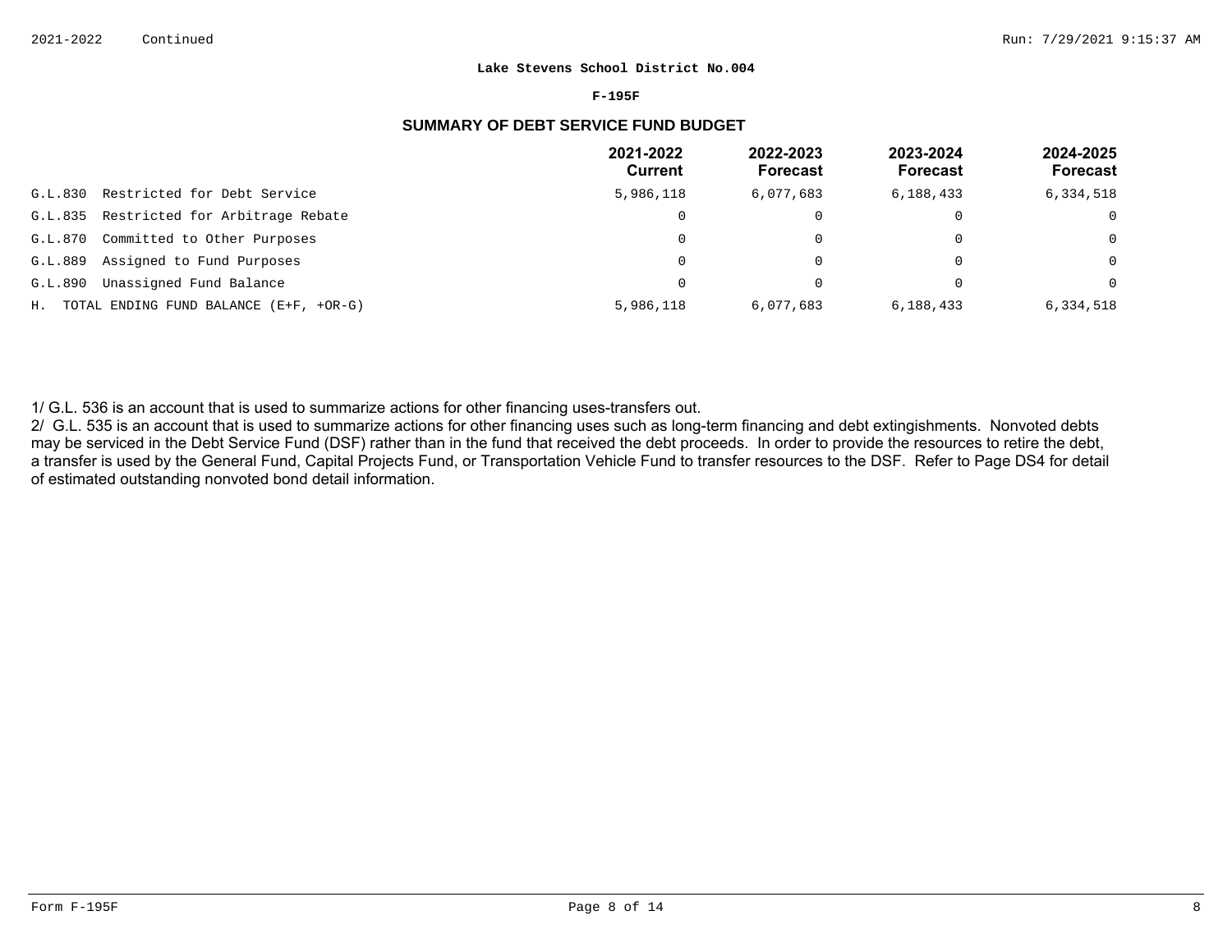Lake Stevens School District No.004

F-195F

## SUMMARY OF DEBT SERVICE FUND BUDGET

| | 2021-2022 Current | 2022-2023 Forecast | 2023-2024 Forecast | 2024-2025 Forecast |
|---|---|---|---|---|
| G.L.830 Restricted for Debt Service | 5,986,118 | 6,077,683 | 6,188,433 | 6,334,518 |
| G.L.835 Restricted for Arbitrage Rebate | 0 | 0 | 0 | 0 |
| G.L.870 Committed to Other Purposes | 0 | 0 | 0 | 0 |
| G.L.889 Assigned to Fund Purposes | 0 | 0 | 0 | 0 |
| G.L.890 Unassigned Fund Balance | 0 | 0 | 0 | 0 |
| H. TOTAL ENDING FUND BALANCE (E+F, +OR-G) | 5,986,118 | 6,077,683 | 6,188,433 | 6,334,518 |

1/ G.L. 536 is an account that is used to summarize actions for other financing uses-transfers out.

2/ G.L. 535 is an account that is used to summarize actions for other financing uses such as long-term financing and debt extingishments. Nonvoted debts may be serviced in the Debt Service Fund (DSF) rather than in the fund that received the debt proceeds. In order to provide the resources to retire the debt, a transfer is used by the General Fund, Capital Projects Fund, or Transportation Vehicle Fund to transfer resources to the DSF. Refer to Page DS4 for detail of estimated outstanding nonvoted bond detail information.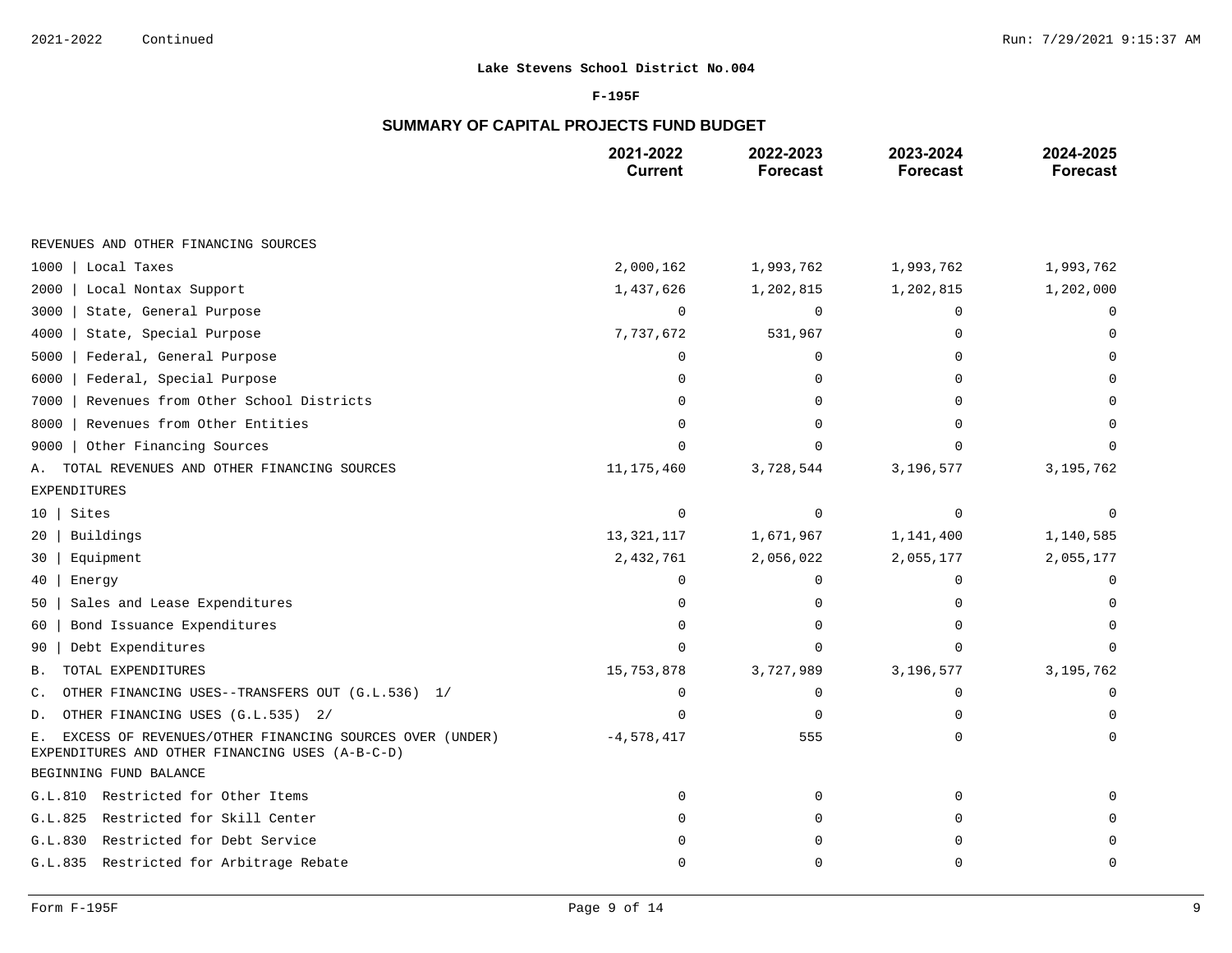**Lake Stevens School District No.004**

**F-195F**

## SUMMARY OF CAPITAL PROJECTS FUND BUDGET

| | 2021-2022 Current | 2022-2023 Forecast | 2023-2024 Forecast | 2024-2025 Forecast |
|---|---|---|---|---|
| REVENUES AND OTHER FINANCING SOURCES | | | | |
| 1000 \| Local Taxes | 2,000,162 | 1,993,762 | 1,993,762 | 1,993,762 |
| 2000 \| Local Nontax Support | 1,437,626 | 1,202,815 | 1,202,815 | 1,202,000 |
| 3000 \| State, General Purpose | 0 | 0 | 0 | 0 |
| 4000 \| State, Special Purpose | 7,737,672 | 531,967 | 0 | 0 |
| 5000 \| Federal, General Purpose | 0 | 0 | 0 | 0 |
| 6000 \| Federal, Special Purpose | 0 | 0 | 0 | 0 |
| 7000 \| Revenues from Other School Districts | 0 | 0 | 0 | 0 |
| 8000 \| Revenues from Other Entities | 0 | 0 | 0 | 0 |
| 9000 \| Other Financing Sources | 0 | 0 | 0 | 0 |
| A. TOTAL REVENUES AND OTHER FINANCING SOURCES | 11,175,460 | 3,728,544 | 3,196,577 | 3,195,762 |
| EXPENDITURES | | | | |
| 10 \| Sites | 0 | 0 | 0 | 0 |
| 20 \| Buildings | 13,321,117 | 1,671,967 | 1,141,400 | 1,140,585 |
| 30 \| Equipment | 2,432,761 | 2,056,022 | 2,055,177 | 2,055,177 |
| 40 \| Energy | 0 | 0 | 0 | 0 |
| 50 \| Sales and Lease Expenditures | 0 | 0 | 0 | 0 |
| 60 \| Bond Issuance Expenditures | 0 | 0 | 0 | 0 |
| 90 \| Debt Expenditures | 0 | 0 | 0 | 0 |
| B. TOTAL EXPENDITURES | 15,753,878 | 3,727,989 | 3,196,577 | 3,195,762 |
| C. OTHER FINANCING USES--TRANSFERS OUT (G.L.536) 1/ | 0 | 0 | 0 | 0 |
| D. OTHER FINANCING USES (G.L.535) 2/ | 0 | 0 | 0 | 0 |
| E. EXCESS OF REVENUES/OTHER FINANCING SOURCES OVER (UNDER) EXPENDITURES AND OTHER FINANCING USES (A-B-C-D) | -4,578,417 | 555 | 0 | 0 |
| BEGINNING FUND BALANCE | | | | |
| G.L.810 Restricted for Other Items | 0 | 0 | 0 | 0 |
| G.L.825 Restricted for Skill Center | 0 | 0 | 0 | 0 |
| G.L.830 Restricted for Debt Service | 0 | 0 | 0 | 0 |
| G.L.835 Restricted for Arbitrage Rebate | 0 | 0 | 0 | 0 |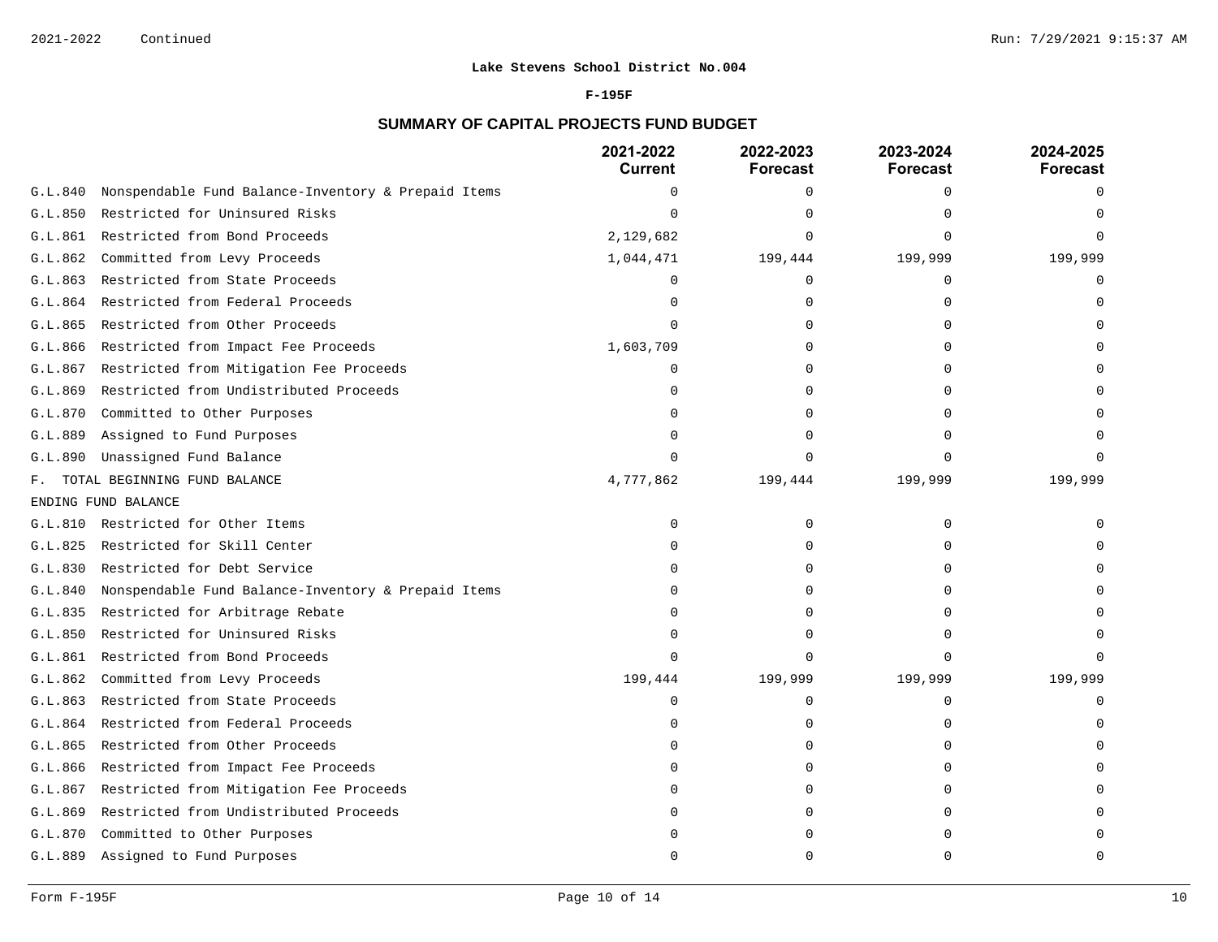**Lake Stevens School District No.004**

**F-195F**

## SUMMARY OF CAPITAL PROJECTS FUND BUDGET

| | 2021-2022 Current | 2022-2023 Forecast | 2023-2024 Forecast | 2024-2025 Forecast |
|---|---|---|---|---|
| G.L.840 Nonspendable Fund Balance-Inventory & Prepaid Items | 0 | 0 | 0 | 0 |
| G.L.850 Restricted for Uninsured Risks | 0 | 0 | 0 | 0 |
| G.L.861 Restricted from Bond Proceeds | 2,129,682 | 0 | 0 | 0 |
| G.L.862 Committed from Levy Proceeds | 1,044,471 | 199,444 | 199,999 | 199,999 |
| G.L.863 Restricted from State Proceeds | 0 | 0 | 0 | 0 |
| G.L.864 Restricted from Federal Proceeds | 0 | 0 | 0 | 0 |
| G.L.865 Restricted from Other Proceeds | 0 | 0 | 0 | 0 |
| G.L.866 Restricted from Impact Fee Proceeds | 1,603,709 | 0 | 0 | 0 |
| G.L.867 Restricted from Mitigation Fee Proceeds | 0 | 0 | 0 | 0 |
| G.L.869 Restricted from Undistributed Proceeds | 0 | 0 | 0 | 0 |
| G.L.870 Committed to Other Purposes | 0 | 0 | 0 | 0 |
| G.L.889 Assigned to Fund Purposes | 0 | 0 | 0 | 0 |
| G.L.890 Unassigned Fund Balance | 0 | 0 | 0 | 0 |
| F. TOTAL BEGINNING FUND BALANCE | 4,777,862 | 199,444 | 199,999 | 199,999 |
| ENDING FUND BALANCE | | | | |
| G.L.810 Restricted for Other Items | 0 | 0 | 0 | 0 |
| G.L.825 Restricted for Skill Center | 0 | 0 | 0 | 0 |
| G.L.830 Restricted for Debt Service | 0 | 0 | 0 | 0 |
| G.L.840 Nonspendable Fund Balance-Inventory & Prepaid Items | 0 | 0 | 0 | 0 |
| G.L.835 Restricted for Arbitrage Rebate | 0 | 0 | 0 | 0 |
| G.L.850 Restricted for Uninsured Risks | 0 | 0 | 0 | 0 |
| G.L.861 Restricted from Bond Proceeds | 0 | 0 | 0 | 0 |
| G.L.862 Committed from Levy Proceeds | 199,444 | 199,999 | 199,999 | 199,999 |
| G.L.863 Restricted from State Proceeds | 0 | 0 | 0 | 0 |
| G.L.864 Restricted from Federal Proceeds | 0 | 0 | 0 | 0 |
| G.L.865 Restricted from Other Proceeds | 0 | 0 | 0 | 0 |
| G.L.866 Restricted from Impact Fee Proceeds | 0 | 0 | 0 | 0 |
| G.L.867 Restricted from Mitigation Fee Proceeds | 0 | 0 | 0 | 0 |
| G.L.869 Restricted from Undistributed Proceeds | 0 | 0 | 0 | 0 |
| G.L.870 Committed to Other Purposes | 0 | 0 | 0 | 0 |
| G.L.889 Assigned to Fund Purposes | 0 | 0 | 0 | 0 |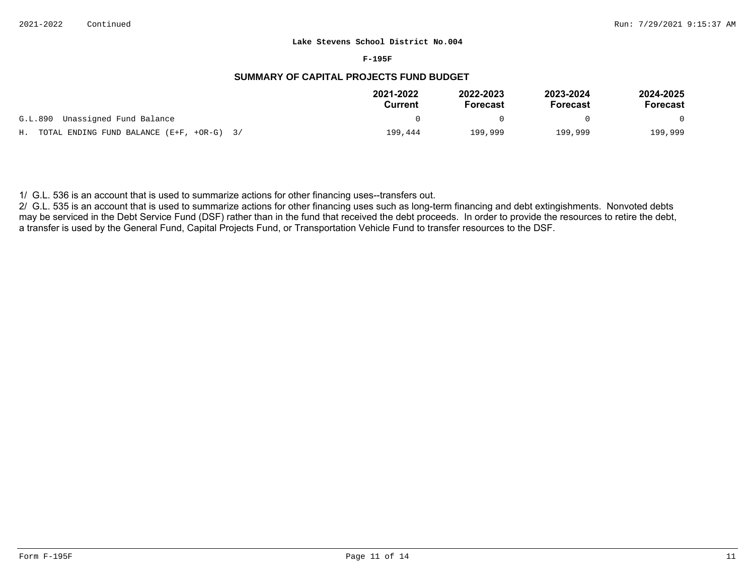**Lake Stevens School District No.004**

**F-195F**

## SUMMARY OF CAPITAL PROJECTS FUND BUDGET

| | 2021-2022 Current | 2022-2023 Forecast | 2023-2024 Forecast | 2024-2025 Forecast |
|---|---|---|---|---|
| G.L.890 Unassigned Fund Balance | 0 | 0 | 0 | 0 |
| H. TOTAL ENDING FUND BALANCE (E+F, +OR-G) 3/ | 199,444 | 199,999 | 199,999 | 199,999 |

1/ G.L. 536 is an account that is used to summarize actions for other financing uses--transfers out.

2/ G.L. 535 is an account that is used to summarize actions for other financing uses such as long-term financing and debt extingishments. Nonvoted debts may be serviced in the Debt Service Fund (DSF) rather than in the fund that received the debt proceeds. In order to provide the resources to retire the debt, a transfer is used by the General Fund, Capital Projects Fund, or Transportation Vehicle Fund to transfer resources to the DSF.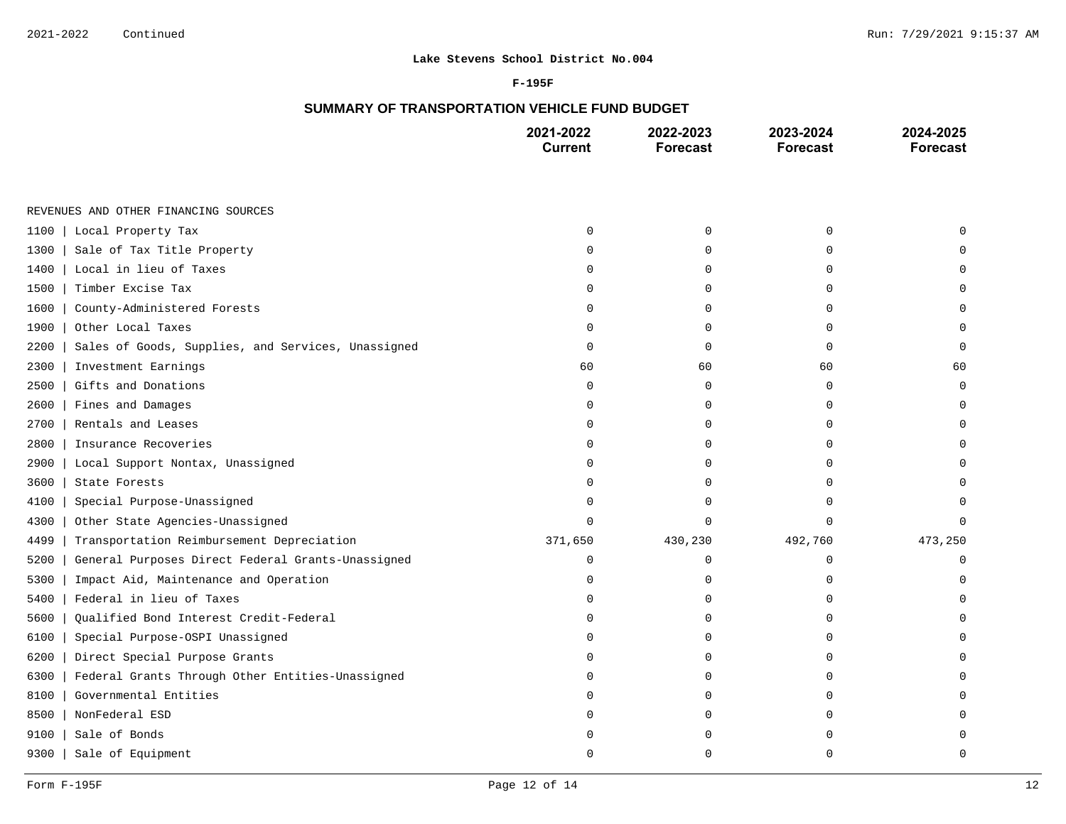**Lake Stevens School District No.004**

**F-195F**

## SUMMARY OF TRANSPORTATION VEHICLE FUND BUDGET

| | 2021-2022 Current | 2022-2023 Forecast | 2023-2024 Forecast | 2024-2025 Forecast |
|---|---|---|---|---|
| REVENUES AND OTHER FINANCING SOURCES | | | | |
| 1100 \| Local Property Tax | 0 | 0 | 0 | 0 |
| 1300 \| Sale of Tax Title Property | 0 | 0 | 0 | 0 |
| 1400 \| Local in lieu of Taxes | 0 | 0 | 0 | 0 |
| 1500 \| Timber Excise Tax | 0 | 0 | 0 | 0 |
| 1600 \| County-Administered Forests | 0 | 0 | 0 | 0 |
| 1900 \| Other Local Taxes | 0 | 0 | 0 | 0 |
| 2200 \| Sales of Goods, Supplies, and Services, Unassigned | 0 | 0 | 0 | 0 |
| 2300 \| Investment Earnings | 60 | 60 | 60 | 60 |
| 2500 \| Gifts and Donations | 0 | 0 | 0 | 0 |
| 2600 \| Fines and Damages | 0 | 0 | 0 | 0 |
| 2700 \| Rentals and Leases | 0 | 0 | 0 | 0 |
| 2800 \| Insurance Recoveries | 0 | 0 | 0 | 0 |
| 2900 \| Local Support Nontax, Unassigned | 0 | 0 | 0 | 0 |
| 3600 \| State Forests | 0 | 0 | 0 | 0 |
| 4100 \| Special Purpose-Unassigned | 0 | 0 | 0 | 0 |
| 4300 \| Other State Agencies-Unassigned | 0 | 0 | 0 | 0 |
| 4499 \| Transportation Reimbursement Depreciation | 371,650 | 430,230 | 492,760 | 473,250 |
| 5200 \| General Purposes Direct Federal Grants-Unassigned | 0 | 0 | 0 | 0 |
| 5300 \| Impact Aid, Maintenance and Operation | 0 | 0 | 0 | 0 |
| 5400 \| Federal in lieu of Taxes | 0 | 0 | 0 | 0 |
| 5600 \| Qualified Bond Interest Credit-Federal | 0 | 0 | 0 | 0 |
| 6100 \| Special Purpose-OSPI Unassigned | 0 | 0 | 0 | 0 |
| 6200 \| Direct Special Purpose Grants | 0 | 0 | 0 | 0 |
| 6300 \| Federal Grants Through Other Entities-Unassigned | 0 | 0 | 0 | 0 |
| 8100 \| Governmental Entities | 0 | 0 | 0 | 0 |
| 8500 \| NonFederal ESD | 0 | 0 | 0 | 0 |
| 9100 \| Sale of Bonds | 0 | 0 | 0 | 0 |
| 9300 \| Sale of Equipment | 0 | 0 | 0 | 0 |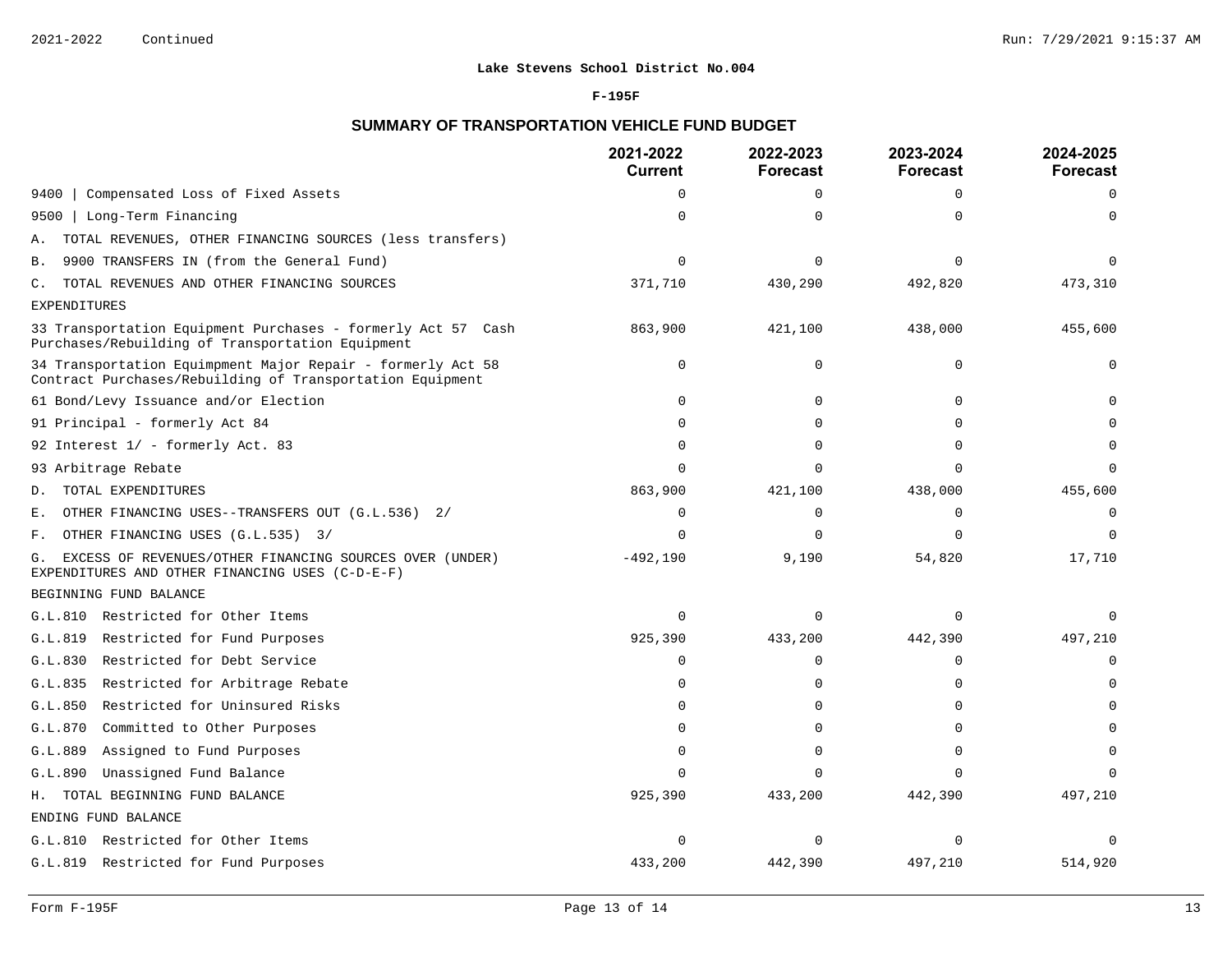**Lake Stevens School District No.004**

**F-195F**

## SUMMARY OF TRANSPORTATION VEHICLE FUND BUDGET

| | 2021-2022 Current | 2022-2023 Forecast | 2023-2024 Forecast | 2024-2025 Forecast |
|---|---|---|---|---|
| 9400 \| Compensated Loss of Fixed Assets | 0 | 0 | 0 | 0 |
| 9500 \| Long-Term Financing | 0 | 0 | 0 | 0 |
| A. TOTAL REVENUES, OTHER FINANCING SOURCES (less transfers) | | | | |
| B. 9900 TRANSFERS IN (from the General Fund) | 0 | 0 | 0 | 0 |
| C. TOTAL REVENUES AND OTHER FINANCING SOURCES | 371,710 | 430,290 | 492,820 | 473,310 |
| EXPENDITURES | | | | |
| 33 Transportation Equipment Purchases - formerly Act 57 Cash Purchases/Rebuilding of Transportation Equipment | 863,900 | 421,100 | 438,000 | 455,600 |
| 34 Transportation Equimpment Major Repair - formerly Act 58 Contract Purchases/Rebuilding of Transportation Equipment | 0 | 0 | 0 | 0 |
| 61 Bond/Levy Issuance and/or Election | 0 | 0 | 0 | 0 |
| 91 Principal - formerly Act 84 | 0 | 0 | 0 | 0 |
| 92 Interest 1/ - formerly Act. 83 | 0 | 0 | 0 | 0 |
| 93 Arbitrage Rebate | 0 | 0 | 0 | 0 |
| D. TOTAL EXPENDITURES | 863,900 | 421,100 | 438,000 | 455,600 |
| E. OTHER FINANCING USES--TRANSFERS OUT (G.L.536) 2/ | 0 | 0 | 0 | 0 |
| F. OTHER FINANCING USES (G.L.535) 3/ | 0 | 0 | 0 | 0 |
| G. EXCESS OF REVENUES/OTHER FINANCING SOURCES OVER (UNDER) EXPENDITURES AND OTHER FINANCING USES (C-D-E-F) | -492,190 | 9,190 | 54,820 | 17,710 |
| BEGINNING FUND BALANCE | | | | |
| G.L.810 Restricted for Other Items | 0 | 0 | 0 | 0 |
| G.L.819 Restricted for Fund Purposes | 925,390 | 433,200 | 442,390 | 497,210 |
| G.L.830 Restricted for Debt Service | 0 | 0 | 0 | 0 |
| G.L.835 Restricted for Arbitrage Rebate | 0 | 0 | 0 | 0 |
| G.L.850 Restricted for Uninsured Risks | 0 | 0 | 0 | 0 |
| G.L.870 Committed to Other Purposes | 0 | 0 | 0 | 0 |
| G.L.889 Assigned to Fund Purposes | 0 | 0 | 0 | 0 |
| G.L.890 Unassigned Fund Balance | 0 | 0 | 0 | 0 |
| H. TOTAL BEGINNING FUND BALANCE | 925,390 | 433,200 | 442,390 | 497,210 |
| ENDING FUND BALANCE | | | | |
| G.L.810 Restricted for Other Items | 0 | 0 | 0 | 0 |
| G.L.819 Restricted for Fund Purposes | 433,200 | 442,390 | 497,210 | 514,920 |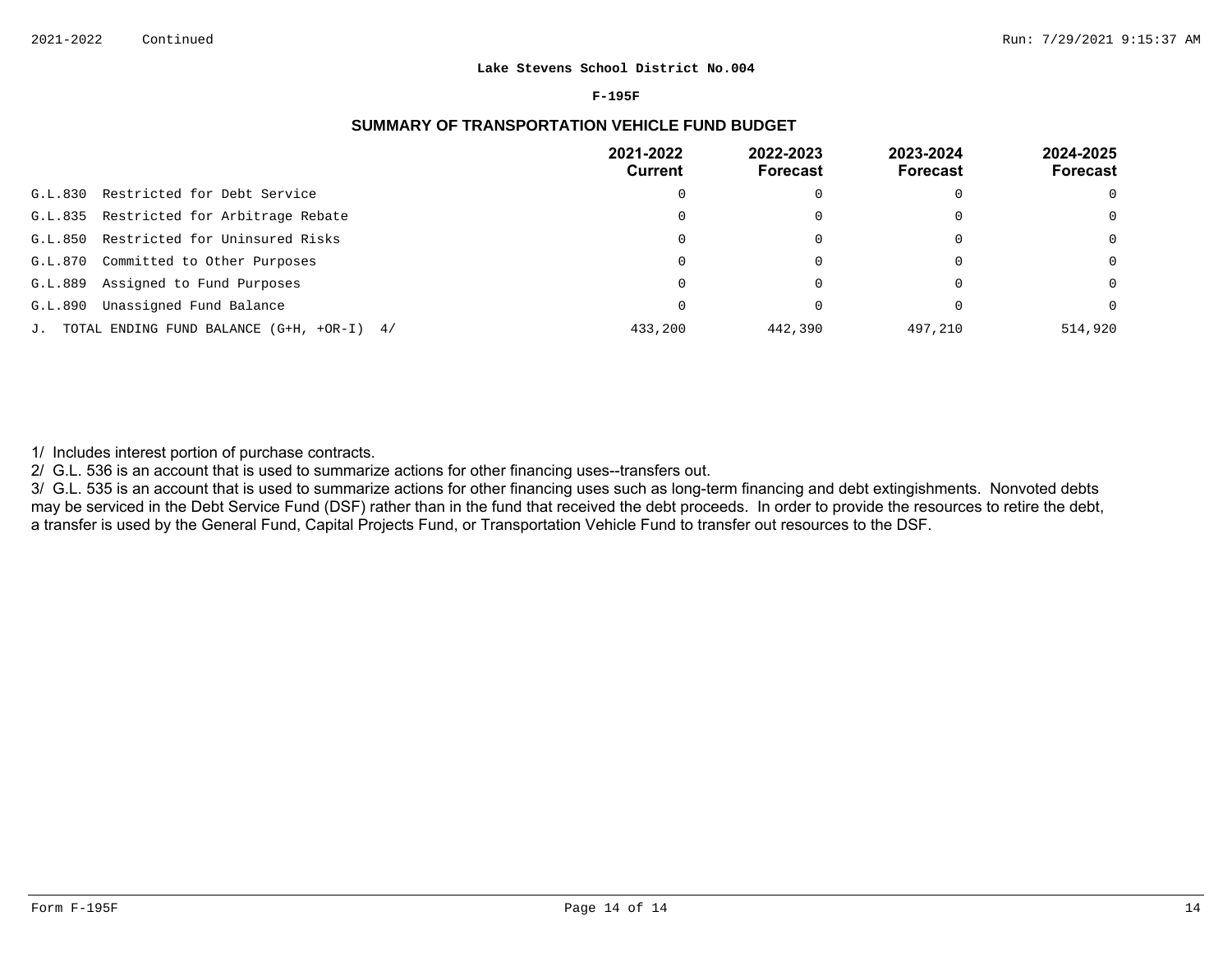Lake Stevens School District No.004

F-195F

## SUMMARY OF TRANSPORTATION VEHICLE FUND BUDGET

| | 2021-2022 Current | 2022-2023 Forecast | 2023-2024 Forecast | 2024-2025 Forecast |
|---|---|---|---|---|
| G.L.830 Restricted for Debt Service | 0 | 0 | 0 | 0 |
| G.L.835 Restricted for Arbitrage Rebate | 0 | 0 | 0 | 0 |
| G.L.850 Restricted for Uninsured Risks | 0 | 0 | 0 | 0 |
| G.L.870 Committed to Other Purposes | 0 | 0 | 0 | 0 |
| G.L.889 Assigned to Fund Purposes | 0 | 0 | 0 | 0 |
| G.L.890 Unassigned Fund Balance | 0 | 0 | 0 | 0 |
| J. TOTAL ENDING FUND BALANCE (G+H, +OR-I) 4/ | 433,200 | 442,390 | 497,210 | 514,920 |

1/ Includes interest portion of purchase contracts.

2/ G.L. 536 is an account that is used to summarize actions for other financing uses--transfers out.

3/ G.L. 535 is an account that is used to summarize actions for other financing uses such as long-term financing and debt extingishments. Nonvoted debts may be serviced in the Debt Service Fund (DSF) rather than in the fund that received the debt proceeds. In order to provide the resources to retire the debt, a transfer is used by the General Fund, Capital Projects Fund, or Transportation Vehicle Fund to transfer out resources to the DSF.